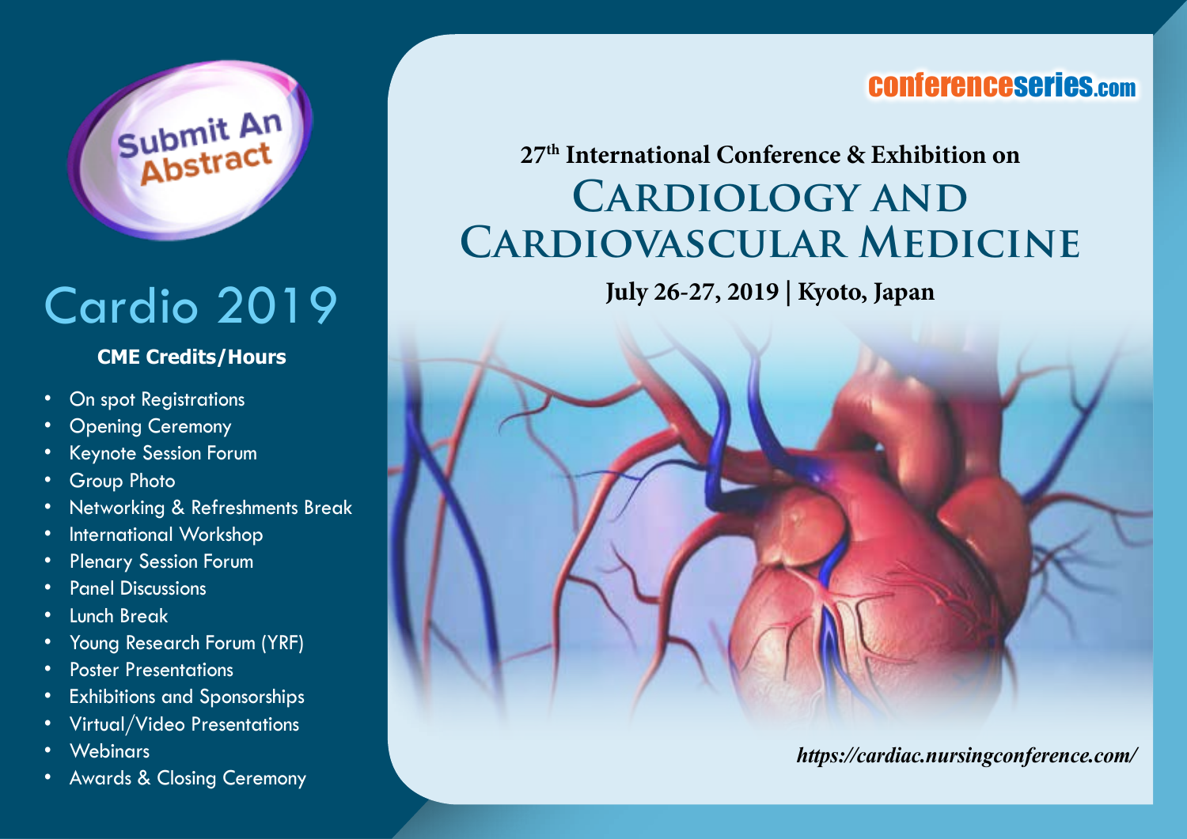Submit An Abstract

# Cardio 2019

**CME Credits/Hours**

- On spot Registrations
- Opening Ceremony
- Keynote Session Forum
- Group Photo
- Networking & Refreshments Break
- International Workshop
- Plenary Session Forum
- Panel Discussions
- Lunch Break
- Young Research Forum (YRF)
- Poster Presentations
- Exhibitions and Sponsorships
- Virtual/Video Presentations
- Webinars
- Awards & Closing Ceremony

conferenceseries.com

**27th International Conference & Exhibition on**

# Cardiology and Cardiovascular Medicine

**July 26-27, 2019 | Kyoto, Japan**

***https://cardiac.nursingconference.com/***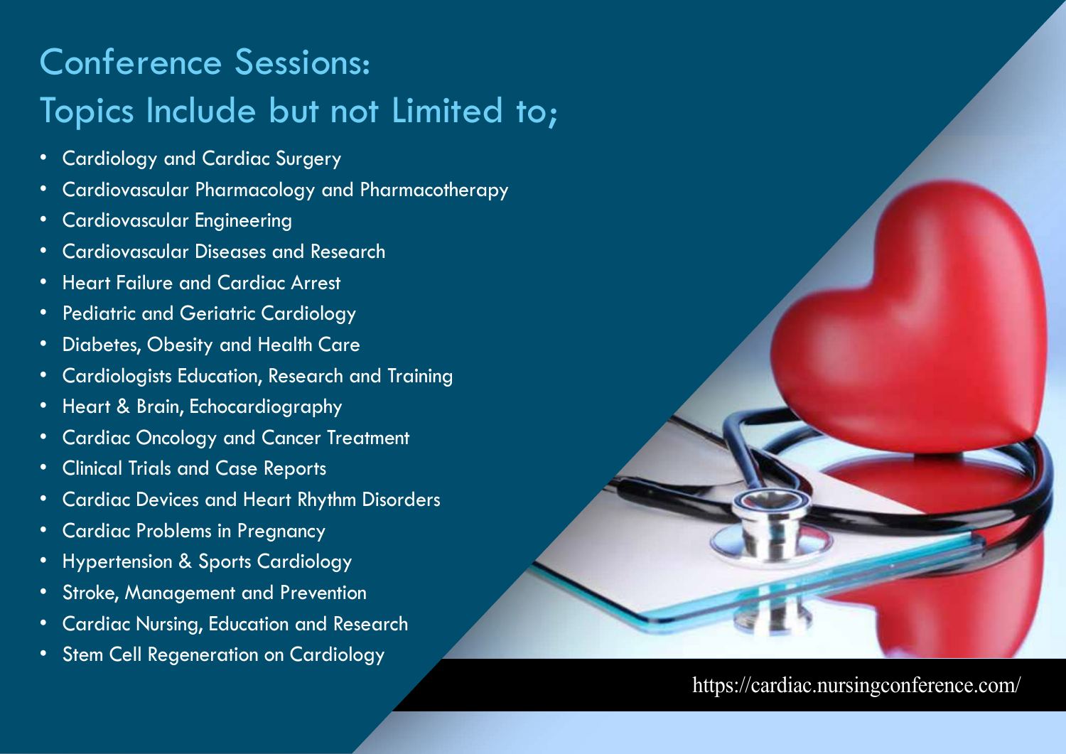# Conference Sessions:
# Topics Include but not Limited to;

- Cardiology and Cardiac Surgery
- Cardiovascular Pharmacology and Pharmacotherapy
- Cardiovascular Engineering
- Cardiovascular Diseases and Research
- Heart Failure and Cardiac Arrest
- Pediatric and Geriatric Cardiology
- Diabetes, Obesity and Health Care
- Cardiologists Education, Research and Training
- Heart & Brain, Echocardiography
- Cardiac Oncology and Cancer Treatment
- Clinical Trials and Case Reports
- Cardiac Devices and Heart Rhythm Disorders
- Cardiac Problems in Pregnancy
- Hypertension & Sports Cardiology
- Stroke, Management and Prevention
- Cardiac Nursing, Education and Research
- Stem Cell Regeneration on Cardiology

https://cardiac.nursingconference.com/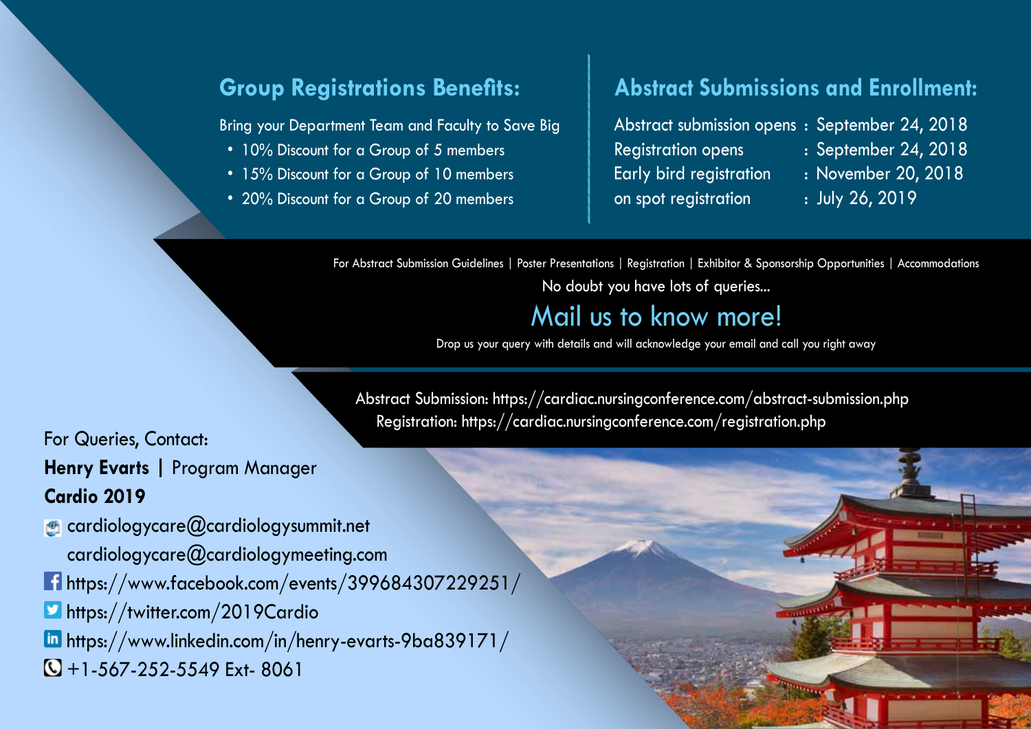## Group Registrations Benefits:

Bring your Department Team and Faculty to Save Big

- 10% Discount for a Group of 5 members
- 15% Discount for a Group of 10 members
- 20% Discount for a Group of 20 members

## Abstract Submissions and Enrollment:

| | |
|---|---|
| Abstract submission opens | : September 24, 2018 |
| Registration opens | : September 24, 2018 |
| Early bird registration | : November 20, 2018 |
| on spot registration | : July 26, 2019 |

For Abstract Submission Guidelines | Poster Presentations | Registration | Exhibitor & Sponsorship Opportunities | Accommodations

No doubt you have lots of queries...

## Mail us to know more!

Drop us your query with details and will acknowledge your email and call you right away

Abstract Submission: https://cardiac.nursingconference.com/abstract-submission.php

Registration: https://cardiac.nursingconference.com/registration.php

For Queries, Contact:

**Henry Evarts** | Program Manager

**Cardio 2019**

cardiologycare@cardiologysummit.net

cardiologycare@cardiologymeeting.com

https://www.facebook.com/events/399684307229251/

https://twitter.com/2019Cardio

https://www.linkedin.com/in/henry-evarts-9ba839171/

+1-567-252-5549 Ext- 8061